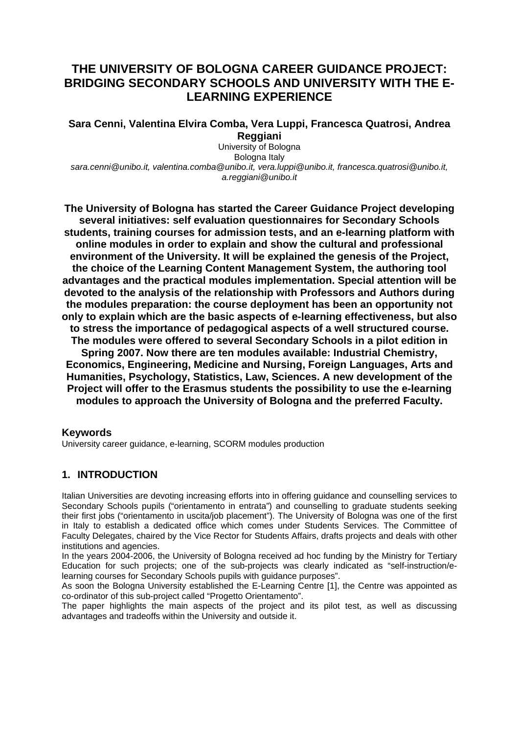# THE UNIVERSITY OF BOLOGNA CAREER GUIDANCE PROJECT: BRIDGING SECONDARY SCHOOLS AND UNIVERSITY WITH THE E-LEARNING EXPERIENCE

**Sara Cenni, Valentina Elvira Comba, Vera Luppi, Francesca Quatrosi, Andrea Reggiani**

University of Bologna
Bologna Italy
*sara.cenni@unibo.it, valentina.comba@unibo.it, vera.luppi@unibo.it, francesca.quatrosi@unibo.it, a.reggiani@unibo.it*

**The University of Bologna has started the Career Guidance Project developing several initiatives: self evaluation questionnaires for Secondary Schools students, training courses for admission tests, and an e-learning platform with online modules in order to explain and show the cultural and professional environment of the University. It will be explained the genesis of the Project, the choice of the Learning Content Management System, the authoring tool advantages and the practical modules implementation. Special attention will be devoted to the analysis of the relationship with Professors and Authors during the modules preparation: the course deployment has been an opportunity not only to explain which are the basic aspects of e-learning effectiveness, but also to stress the importance of pedagogical aspects of a well structured course. The modules were offered to several Secondary Schools in a pilot edition in Spring 2007. Now there are ten modules available: Industrial Chemistry, Economics, Engineering, Medicine and Nursing, Foreign Languages, Arts and Humanities, Psychology, Statistics, Law, Sciences. A new development of the Project will offer to the Erasmus students the possibility to use the e-learning modules to approach the University of Bologna and the preferred Faculty.**

### Keywords

University career guidance, e-learning, SCORM modules production

## 1. INTRODUCTION

Italian Universities are devoting increasing efforts into in offering guidance and counselling services to Secondary Schools pupils ("orientamento in entrata") and counselling to graduate students seeking their first jobs ("orientamento in uscita/job placement"). The University of Bologna was one of the first in Italy to establish a dedicated office which comes under Students Services. The Committee of Faculty Delegates, chaired by the Vice Rector for Students Affairs, drafts projects and deals with other institutions and agencies.

In the years 2004-2006, the University of Bologna received ad hoc funding by the Ministry for Tertiary Education for such projects; one of the sub-projects was clearly indicated as "self-instruction/e-learning courses for Secondary Schools pupils with guidance purposes".

As soon the Bologna University established the E-Learning Centre [1], the Centre was appointed as co-ordinator of this sub-project called "Progetto Orientamento".

The paper highlights the main aspects of the project and its pilot test, as well as discussing advantages and tradeoffs within the University and outside it.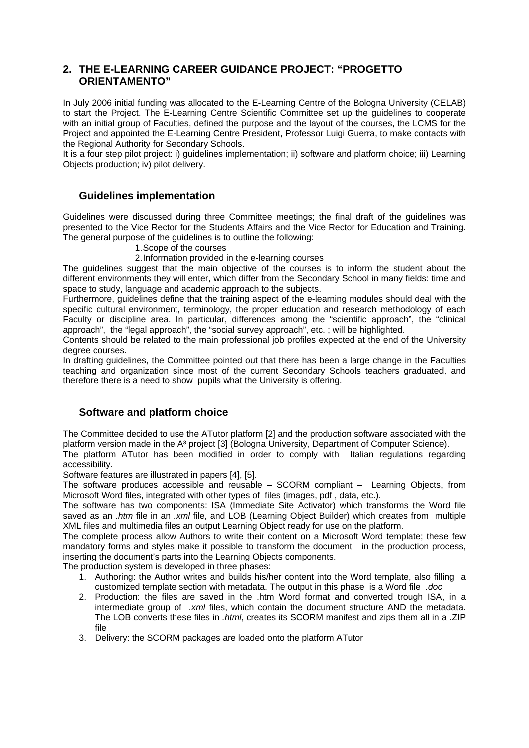## 2. THE E-LEARNING CAREER GUIDANCE PROJECT: "PROGETTO ORIENTAMENTO"

In July 2006 initial funding was allocated to the E-Learning Centre of the Bologna University (CELAB) to start the Project. The E-Learning Centre Scientific Committee set up the guidelines to cooperate with an initial group of Faculties, defined the purpose and the layout of the courses, the LCMS for the Project and appointed the E-Learning Centre President, Professor Luigi Guerra, to make contacts with the Regional Authority for Secondary Schools.

It is a four step pilot project: i) guidelines implementation; ii) software and platform choice; iii) Learning Objects production; iv) pilot delivery.

### Guidelines implementation

Guidelines were discussed during three Committee meetings; the final draft of the guidelines was presented to the Vice Rector for the Students Affairs and the Vice Rector for Education and Training. The general purpose of the guidelines is to outline the following:

1. Scope of the courses
2. Information provided in the e-learning courses

The guidelines suggest that the main objective of the courses is to inform the student about the different environments they will enter, which differ from the Secondary School in many fields: time and space to study, language and academic approach to the subjects.

Furthermore, guidelines define that the training aspect of the e-learning modules should deal with the specific cultural environment, terminology, the proper education and research methodology of each Faculty or discipline area. In particular, differences among the "scientific approach", the "clinical approach", the "legal approach", the "social survey approach", etc. ; will be highlighted.

Contents should be related to the main professional job profiles expected at the end of the University degree courses.

In drafting guidelines, the Committee pointed out that there has been a large change in the Faculties teaching and organization since most of the current Secondary Schools teachers graduated, and therefore there is a need to show pupils what the University is offering.

### Software and platform choice

The Committee decided to use the ATutor platform [2] and the production software associated with the platform version made in the A³ project [3] (Bologna University, Department of Computer Science).

The platform ATutor has been modified in order to comply with Italian regulations regarding accessibility.

Software features are illustrated in papers [4], [5].

The software produces accessible and reusable – SCORM compliant – Learning Objects, from Microsoft Word files, integrated with other types of files (images, pdf , data, etc.).

The software has two components: ISA (Immediate Site Activator) which transforms the Word file saved as an *.htm* file in an *.xml* file, and LOB (Learning Object Builder) which creates from multiple XML files and multimedia files an output Learning Object ready for use on the platform.

The complete process allow Authors to write their content on a Microsoft Word template; these few mandatory forms and styles make it possible to transform the document in the production process, inserting the document's parts into the Learning Objects components.

The production system is developed in three phases:

1. Authoring: the Author writes and builds his/her content into the Word template, also filling a customized template section with metadata. The output in this phase is a Word file *.doc*
2. Production: the files are saved in the .htm Word format and converted trough ISA, in a intermediate group of *.xml* files, which contain the document structure AND the metadata. The LOB converts these files in *.html*, creates its SCORM manifest and zips them all in a .ZIP file
3. Delivery: the SCORM packages are loaded onto the platform ATutor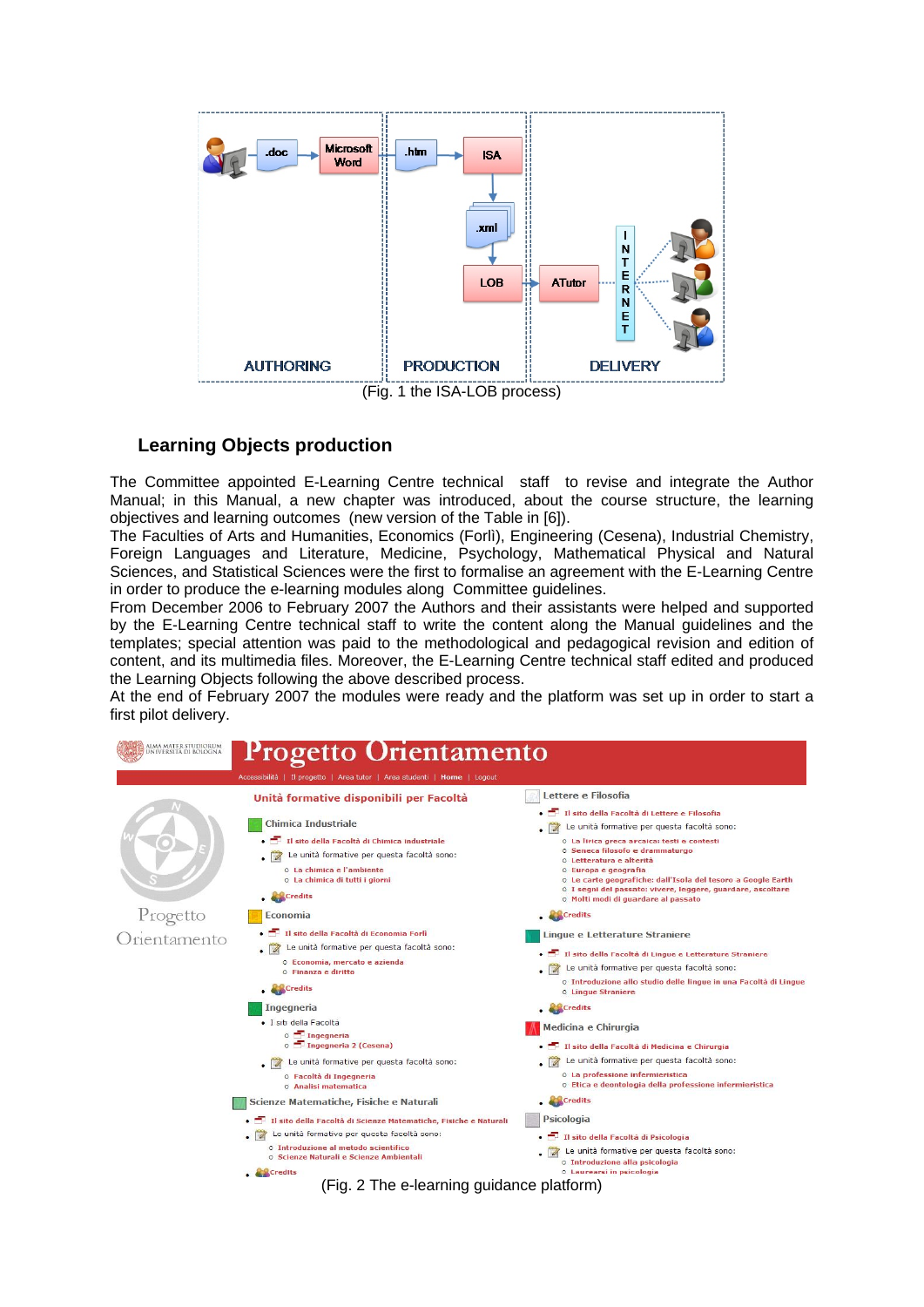(Fig. 1 the ISA-LOB process)

## Learning Objects production

The Committee appointed E-Learning Centre technical staff to revise and integrate the Author Manual; in this Manual, a new chapter was introduced, about the course structure, the learning objectives and learning outcomes (new version of the Table in [6]).

The Faculties of Arts and Humanities, Economics (Forlì), Engineering (Cesena), Industrial Chemistry, Foreign Languages and Literature, Medicine, Psychology, Mathematical Physical and Natural Sciences, and Statistical Sciences were the first to formalise an agreement with the E-Learning Centre in order to produce the e-learning modules along Committee guidelines.

From December 2006 to February 2007 the Authors and their assistants were helped and supported by the E-Learning Centre technical staff to write the content along the Manual guidelines and the templates; special attention was paid to the methodological and pedagogical revision and edition of content, and its multimedia files. Moreover, the E-Learning Centre technical staff edited and produced the Learning Objects following the above described process.

At the end of February 2007 the modules were ready and the platform was set up in order to start a first pilot delivery.

(Fig. 2 The e-learning guidance platform)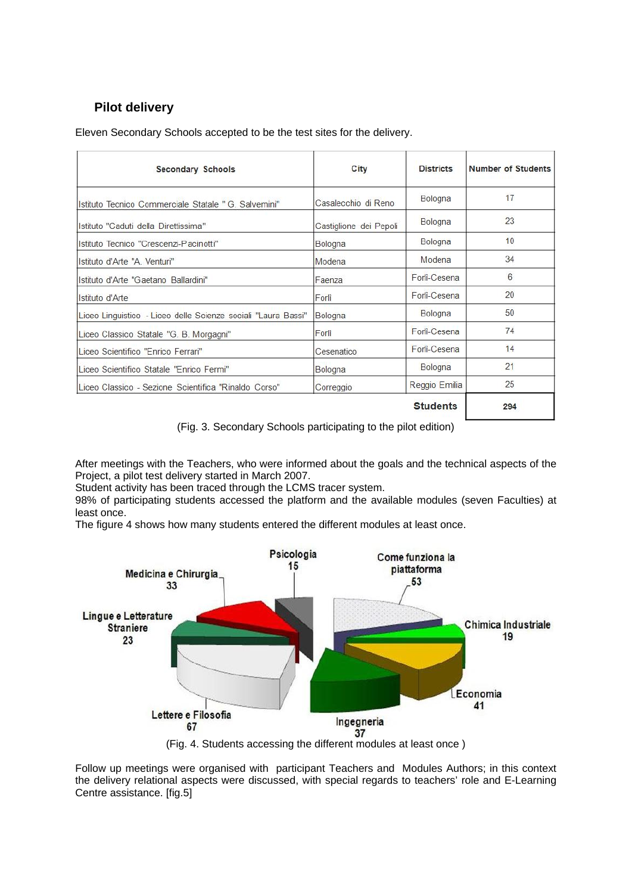## Pilot delivery

Eleven Secondary Schools accepted to be the test sites for the delivery.

| Secondary Schools | City | Districts | Number of Students |
|---|---|---|---|
| Istituto Tecnico Commerciale Statale " G. Salvemini" | Casalecchio di Reno | Bologna | 17 |
| Istituto "Caduti della Direttissima" | Castiglione dei Pepoli | Bologna | 23 |
| Istituto Tecnico "Crescenzi-Pacinotti" | Bologna | Bologna | 10 |
| Istituto d'Arte "A. Venturi" | Modena | Modena | 34 |
| Istituto d'Arte "Gaetano Ballardini" | Faenza | Forlì-Cesena | 6 |
| Istituto d'Arte | Forlì | Forlì-Cesena | 20 |
| Liceo Linguistico - Liceo delle Scienze sociali "Laura Bassi" | Bologna | Bologna | 50 |
| Liceo Classico Statale "G. B. Morgagni" | Forlì | Forlì-Cesena | 74 |
| Liceo Scientifico "Enrico Ferrari" | Cesenatico | Forlì-Cesena | 14 |
| Liceo Scientifico Statale "Enrico Fermi" | Bologna | Bologna | 21 |
| Liceo Classico - Sezione Scientifica "Rinaldo Corso" | Correggio | Reggio Emilia | 25 |
| | | **Students** | **294** |

(Fig. 3. Secondary Schools participating to the pilot edition)

After meetings with the Teachers, who were informed about the goals and the technical aspects of the Project, a pilot test delivery started in March 2007.

Student activity has been traced through the LCMS tracer system.

98% of participating students accessed the platform and the available modules (seven Faculties) at least once.

The figure 4 shows how many students entered the different modules at least once.

Psicologia 15; Come funziona la piattaforma 53; Chimica Industriale 19; Economia 41; Ingegneria 37; Lettere e Filosofia 67; Lingue e Letterature Straniere 23; Medicina e Chirurgia 33

(Fig. 4. Students accessing the different modules at least once )

Follow up meetings were organised with participant Teachers and Modules Authors; in this context the delivery relational aspects were discussed, with special regards to teachers' role and E-Learning Centre assistance. [fig.5]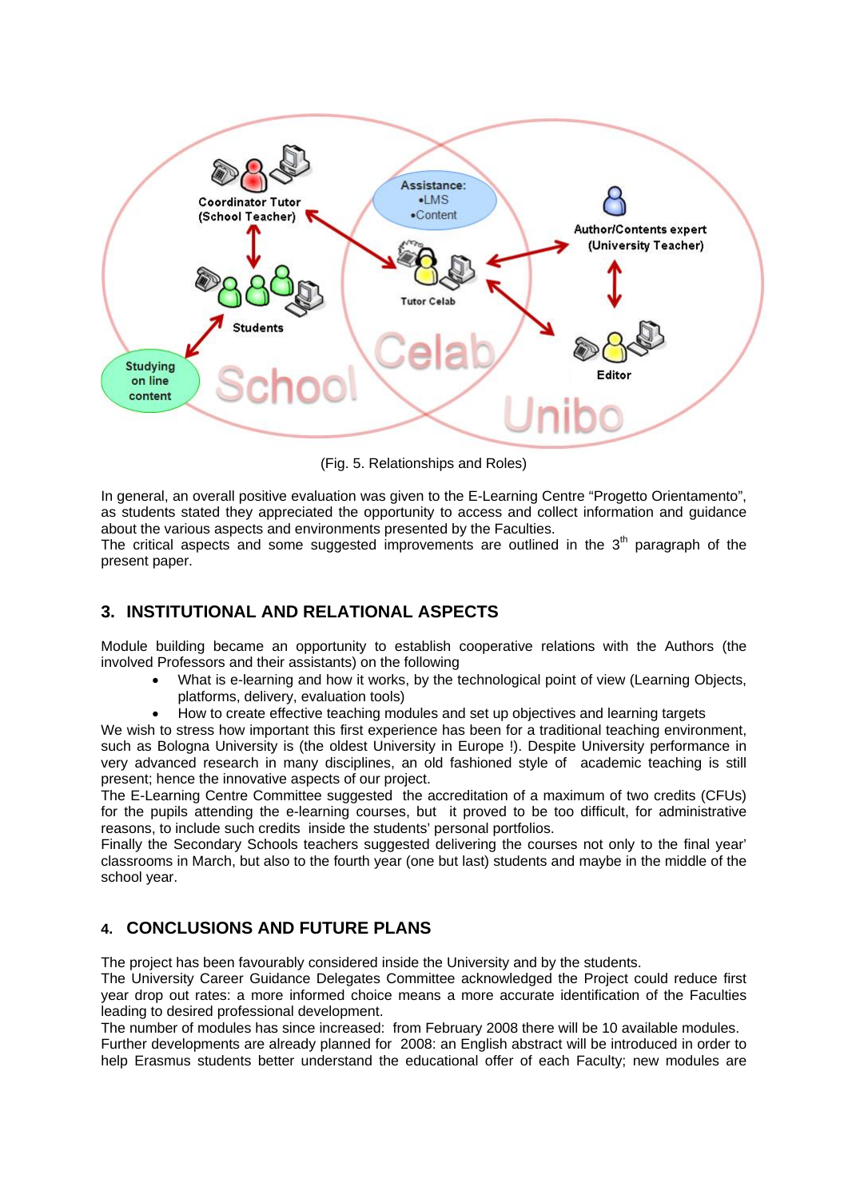(Fig. 5. Relationships and Roles)

In general, an overall positive evaluation was given to the E-Learning Centre "Progetto Orientamento", as students stated they appreciated the opportunity to access and collect information and guidance about the various aspects and environments presented by the Faculties.
The critical aspects and some suggested improvements are outlined in the 3rd paragraph of the present paper.

## 3. INSTITUTIONAL AND RELATIONAL ASPECTS

Module building became an opportunity to establish cooperative relations with the Authors (the involved Professors and their assistants) on the following

- What is e-learning and how it works, by the technological point of view (Learning Objects, platforms, delivery, evaluation tools)
- How to create effective teaching modules and set up objectives and learning targets

We wish to stress how important this first experience has been for a traditional teaching environment, such as Bologna University is (the oldest University in Europe !). Despite University performance in very advanced research in many disciplines, an old fashioned style of academic teaching is still present; hence the innovative aspects of our project.
The E-Learning Centre Committee suggested the accreditation of a maximum of two credits (CFUs) for the pupils attending the e-learning courses, but it proved to be too difficult, for administrative reasons, to include such credits inside the students' personal portfolios.
Finally the Secondary Schools teachers suggested delivering the courses not only to the final year' classrooms in March, but also to the fourth year (one but last) students and maybe in the middle of the school year.

## 4. CONCLUSIONS AND FUTURE PLANS

The project has been favourably considered inside the University and by the students.
The University Career Guidance Delegates Committee acknowledged the Project could reduce first year drop out rates: a more informed choice means a more accurate identification of the Faculties leading to desired professional development.
The number of modules has since increased: from February 2008 there will be 10 available modules.
Further developments are already planned for 2008: an English abstract will be introduced in order to help Erasmus students better understand the educational offer of each Faculty; new modules are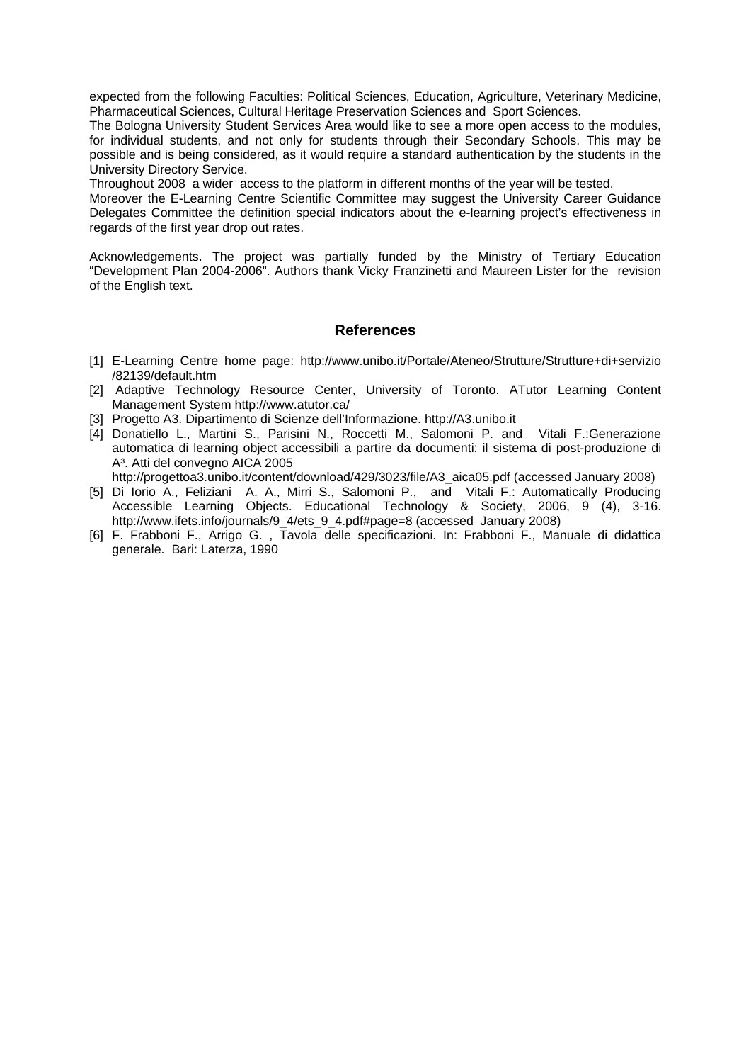expected from the following Faculties: Political Sciences, Education, Agriculture, Veterinary Medicine, Pharmaceutical Sciences, Cultural Heritage Preservation Sciences and Sport Sciences.

The Bologna University Student Services Area would like to see a more open access to the modules, for individual students, and not only for students through their Secondary Schools. This may be possible and is being considered, as it would require a standard authentication by the students in the University Directory Service.

Throughout 2008 a wider access to the platform in different months of the year will be tested.

Moreover the E-Learning Centre Scientific Committee may suggest the University Career Guidance Delegates Committee the definition special indicators about the e-learning project's effectiveness in regards of the first year drop out rates.

Acknowledgements. The project was partially funded by the Ministry of Tertiary Education "Development Plan 2004-2006". Authors thank Vicky Franzinetti and Maureen Lister for the revision of the English text.

## References

[1] E-Learning Centre home page: http://www.unibo.it/Portale/Ateneo/Strutture/Strutture+di+servizio/82139/default.htm

[2] Adaptive Technology Resource Center, University of Toronto. ATutor Learning Content Management System http://www.atutor.ca/

[3] Progetto A3. Dipartimento di Scienze dell'Informazione. http://A3.unibo.it

[4] Donatiello L., Martini S., Parisini N., Roccetti M., Salomoni P. and Vitali F.:Generazione automatica di learning object accessibili a partire da documenti: il sistema di post-produzione di $A^3$. Atti del convegno AICA 2005 http://progettoa3.unibo.it/content/download/429/3023/file/A3_aica05.pdf (accessed January 2008)

[5] Di Iorio A., Feliziani A. A., Mirri S., Salomoni P., and Vitali F.: Automatically Producing Accessible Learning Objects. Educational Technology & Society, 2006, 9 (4), 3-16. http://www.ifets.info/journals/9_4/ets_9_4.pdf#page=8 (accessed January 2008)

[6] F. Frabboni F., Arrigo G. , Tavola delle specificazioni. In: Frabboni F., Manuale di didattica generale. Bari: Laterza, 1990